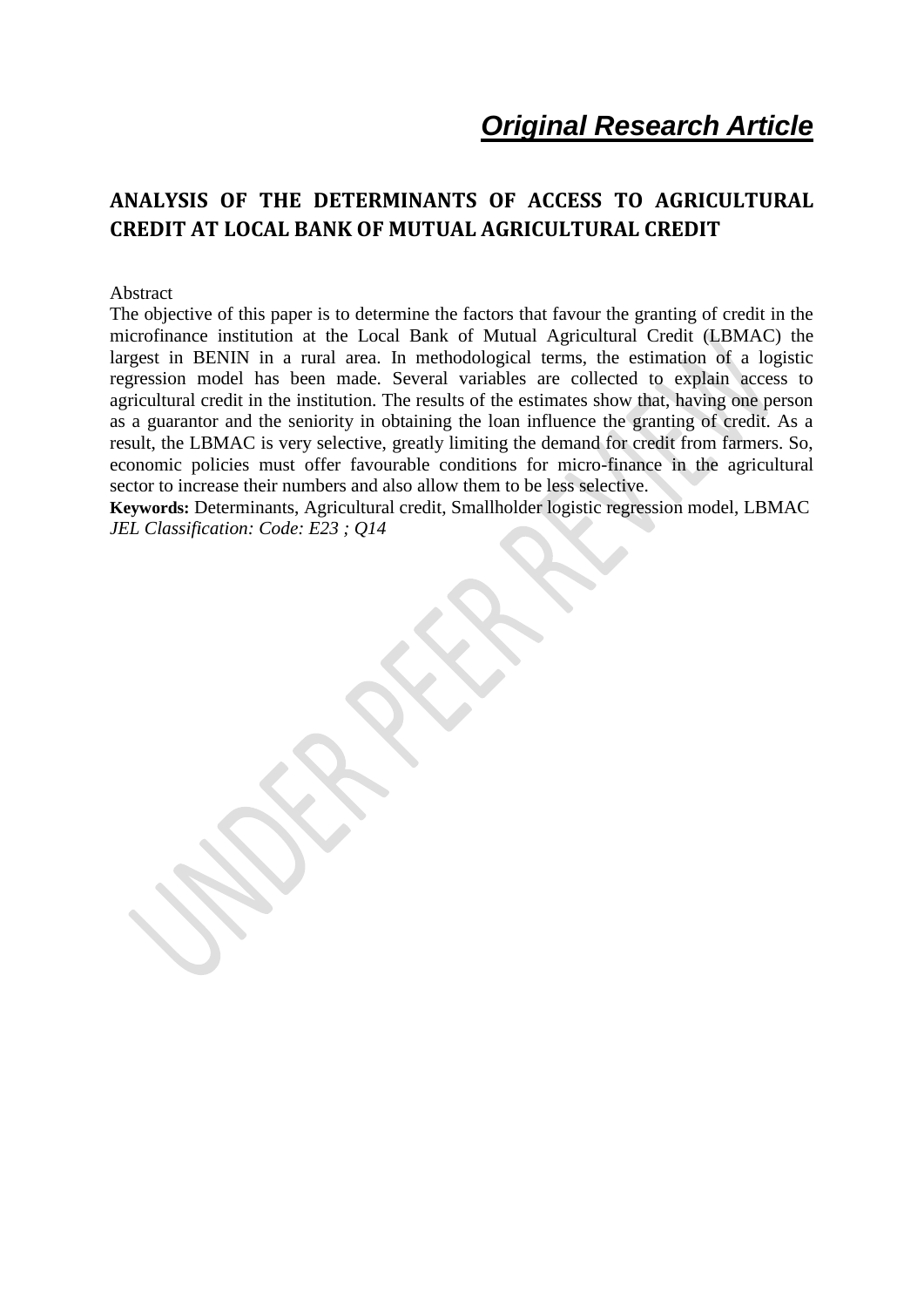***Original Research Article***

# ANALYSIS OF THE DETERMINANTS OF ACCESS TO AGRICULTURAL CREDIT AT LOCAL BANK OF MUTUAL AGRICULTURAL CREDIT

Abstract

The objective of this paper is to determine the factors that favour the granting of credit in the microfinance institution at the Local Bank of Mutual Agricultural Credit (LBMAC) the largest in BENIN in a rural area. In methodological terms, the estimation of a logistic regression model has been made. Several variables are collected to explain access to agricultural credit in the institution. The results of the estimates show that, having one person as a guarantor and the seniority in obtaining the loan influence the granting of credit. As a result, the LBMAC is very selective, greatly limiting the demand for credit from farmers. So, economic policies must offer favourable conditions for micro-finance in the agricultural sector to increase their numbers and also allow them to be less selective.

**Keywords:** Determinants, Agricultural credit, Smallholder logistic regression model, LBMAC

*JEL Classification: Code: E23 ; Q14*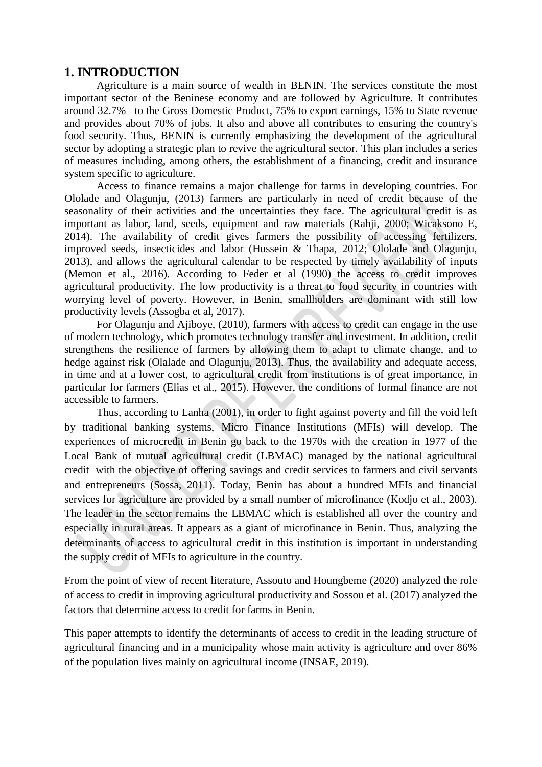## 1. INTRODUCTION

Agriculture is a main source of wealth in BENIN. The services constitute the most important sector of the Beninese economy and are followed by Agriculture. It contributes around 32.7% to the Gross Domestic Product, 75% to export earnings, 15% to State revenue and provides about 70% of jobs. It also and above all contributes to ensuring the country's food security. Thus, BENIN is currently emphasizing the development of the agricultural sector by adopting a strategic plan to revive the agricultural sector. This plan includes a series of measures including, among others, the establishment of a financing, credit and insurance system specific to agriculture.

Access to finance remains a major challenge for farms in developing countries. For Ololade and Olagunju, (2013) farmers are particularly in need of credit because of the seasonality of their activities and the uncertainties they face. The agricultural credit is as important as labor, land, seeds, equipment and raw materials (Rahji, 2000; Wicaksono E, 2014). The availability of credit gives farmers the possibility of accessing fertilizers, improved seeds, insecticides and labor (Hussein & Thapa, 2012; Ololade and Olagunju, 2013), and allows the agricultural calendar to be respected by timely availability of inputs (Memon et al., 2016). According to Feder et al (1990) the access to credit improves agricultural productivity. The low productivity is a threat to food security in countries with worrying level of poverty. However, in Benin, smallholders are dominant with still low productivity levels (Assogba et al, 2017).

For Olagunju and Ajiboye, (2010), farmers with access to credit can engage in the use of modern technology, which promotes technology transfer and investment. In addition, credit strengthens the resilience of farmers by allowing them to adapt to climate change, and to hedge against risk (Olalade and Olagunju, 2013). Thus, the availability and adequate access, in time and at a lower cost, to agricultural credit from institutions is of great importance, in particular for farmers (Elias et al., 2015). However, the conditions of formal finance are not accessible to farmers.

Thus, according to Lanha (2001), in order to fight against poverty and fill the void left by traditional banking systems, Micro Finance Institutions (MFIs) will develop. The experiences of microcredit in Benin go back to the 1970s with the creation in 1977 of the Local Bank of mutual agricultural credit (LBMAC) managed by the national agricultural credit with the objective of offering savings and credit services to farmers and civil servants and entrepreneurs (Sossa, 2011). Today, Benin has about a hundred MFIs and financial services for agriculture are provided by a small number of microfinance (Kodjo et al., 2003). The leader in the sector remains the LBMAC which is established all over the country and especially in rural areas. It appears as a giant of microfinance in Benin. Thus, analyzing the determinants of access to agricultural credit in this institution is important in understanding the supply credit of MFIs to agriculture in the country.

From the point of view of recent literature, Assouto and Houngbeme (2020) analyzed the role of access to credit in improving agricultural productivity and Sossou et al. (2017) analyzed the factors that determine access to credit for farms in Benin.

This paper attempts to identify the determinants of access to credit in the leading structure of agricultural financing and in a municipality whose main activity is agriculture and over 86% of the population lives mainly on agricultural income (INSAE, 2019).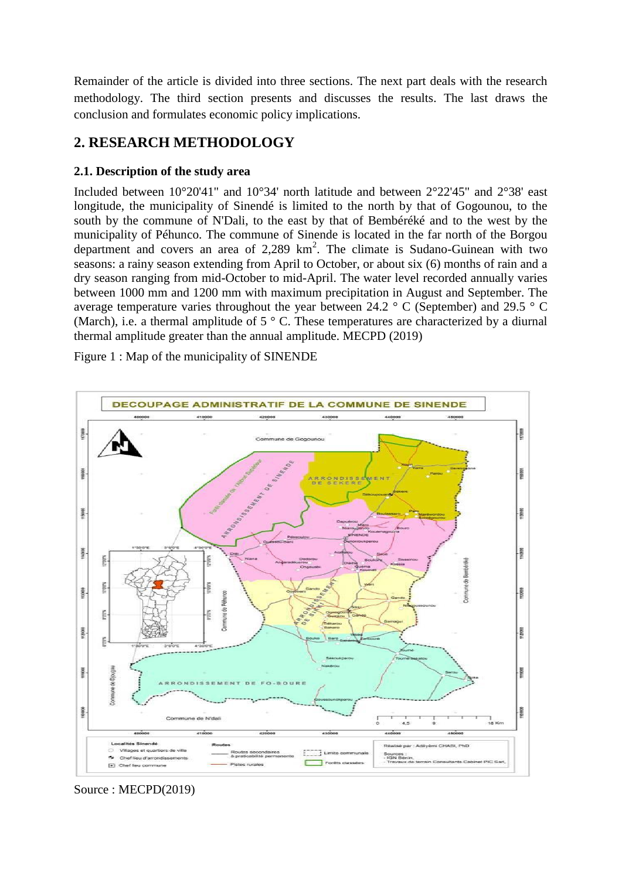Remainder of the article is divided into three sections. The next part deals with the research methodology. The third section presents and discusses the results. The last draws the conclusion and formulates economic policy implications.

## 2. RESEARCH METHODOLOGY

### 2.1. Description of the study area

Included between 10°20'41" and 10°34' north latitude and between 2°22'45" and 2°38' east longitude, the municipality of Sinendé is limited to the north by that of Gogounou, to the south by the commune of N'Dali, to the east by that of Bembéréké and to the west by the municipality of Péhunco. The commune of Sinende is located in the far north of the Borgou department and covers an area of 2,289 $km^2$. The climate is Sudano-Guinean with two seasons: a rainy season extending from April to October, or about six (6) months of rain and a dry season ranging from mid-October to mid-April. The water level recorded annually varies between 1000 mm and 1200 mm with maximum precipitation in August and September. The average temperature varies throughout the year between 24.2 ° C (September) and 29.5 ° C (March), i.e. a thermal amplitude of 5 ° C. These temperatures are characterized by a diurnal thermal amplitude greater than the annual amplitude. MECPD (2019)

Figure 1 : Map of the municipality of SINENDE

Source : MECPD(2019)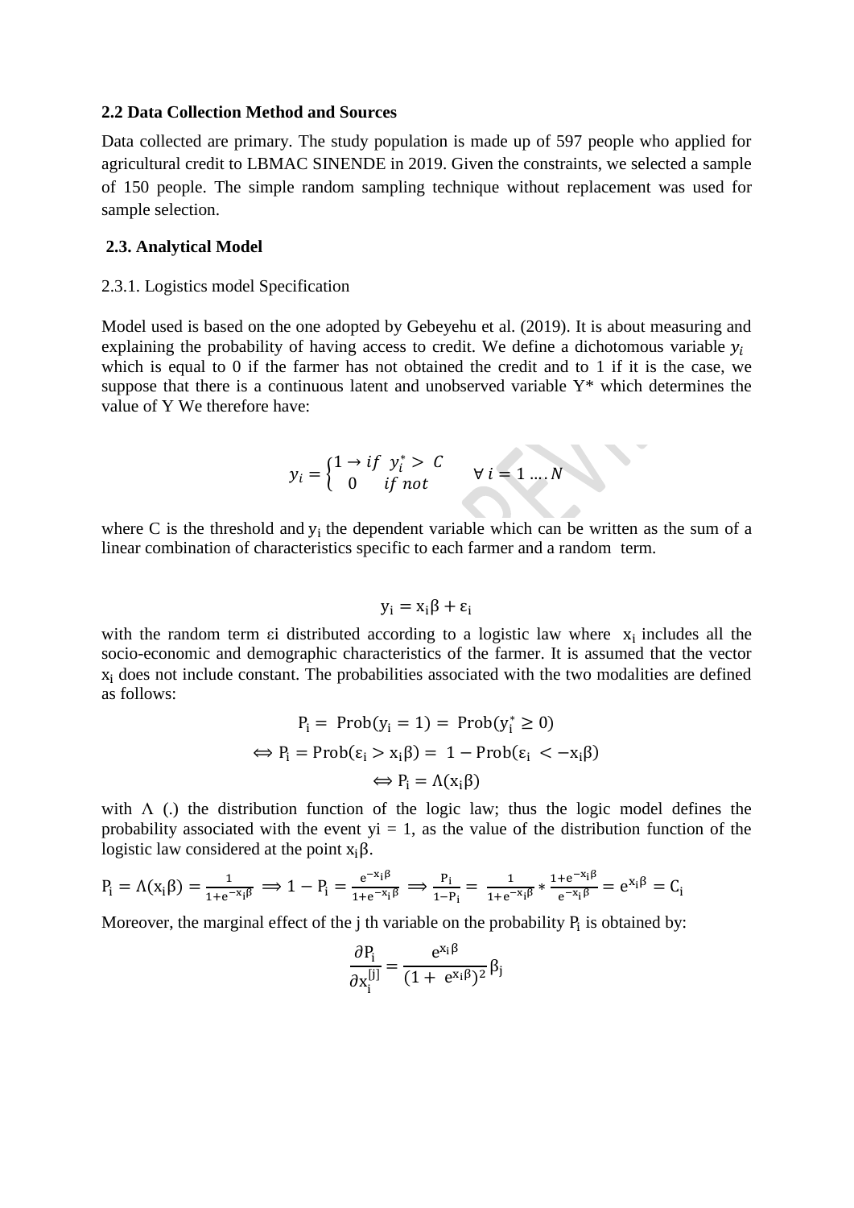**2.2 Data Collection Method and Sources**

Data collected are primary. The study population is made up of 597 people who applied for agricultural credit to LBMAC SINENDE in 2019. Given the constraints, we selected a sample of 150 people. The simple random sampling technique without replacement was used for sample selection.

**2.3. Analytical Model**

2.3.1. Logistics model Specification

Model used is based on the one adopted by Gebeyehu et al. (2019). It is about measuring and explaining the probability of having access to credit. We define a dichotomous variable $y_i$ which is equal to 0 if the farmer has not obtained the credit and to 1 if it is the case, we suppose that there is a continuous latent and unobserved variable Y* which determines the value of Y We therefore have:

$$y_i = \begin{cases} 1 \rightarrow if \;\; y_i^* > \; C \\ 0 \quad\;\; if \; not \end{cases} \qquad \forall \; i = 1 \; \ldots . N$$

where C is the threshold and $y_i$ the dependent variable which can be written as the sum of a linear combination of characteristics specific to each farmer and a random term.

$$y_i = x_i\beta + \varepsilon_i$$

with the random term $\varepsilon i$ distributed according to a logistic law where $x_i$ includes all the socio-economic and demographic characteristics of the farmer. It is assumed that the vector $x_i$ does not include constant. The probabilities associated with the two modalities are defined as follows:

$$P_i = \; Prob(y_i = 1) = \; Prob(y_i^* \geq 0)$$

$$\Leftrightarrow P_i = Prob(\varepsilon_i > x_i\beta) = \; 1 - Prob(\varepsilon_i \; < -x_i\beta)$$

$$\Leftrightarrow P_i = \Lambda(x_i\beta)$$

with $\Lambda$ (.) the distribution function of the logic law; thus the logic model defines the probability associated with the event yi = 1, as the value of the distribution function of the logistic law considered at the point $x_i\beta$.

$$P_i = \Lambda(x_i\beta) = \frac{1}{1+e^{-x_i\beta}} \Longrightarrow 1 - P_i = \frac{e^{-x_i\beta}}{1+e^{-x_i\beta}} \Longrightarrow \frac{P_i}{1-P_i} = \frac{1}{1+e^{-x_i\beta}} * \frac{1+e^{-x_i\beta}}{e^{-x_i\beta}} = e^{x_i\beta} = C_i$$

Moreover, the marginal effect of the j th variable on the probability $P_i$ is obtained by:

$$\frac{\partial P_i}{\partial x_i^{[j]}} = \frac{e^{x_i\beta}}{(1+ \; e^{x_i\beta})^2}\beta_j$$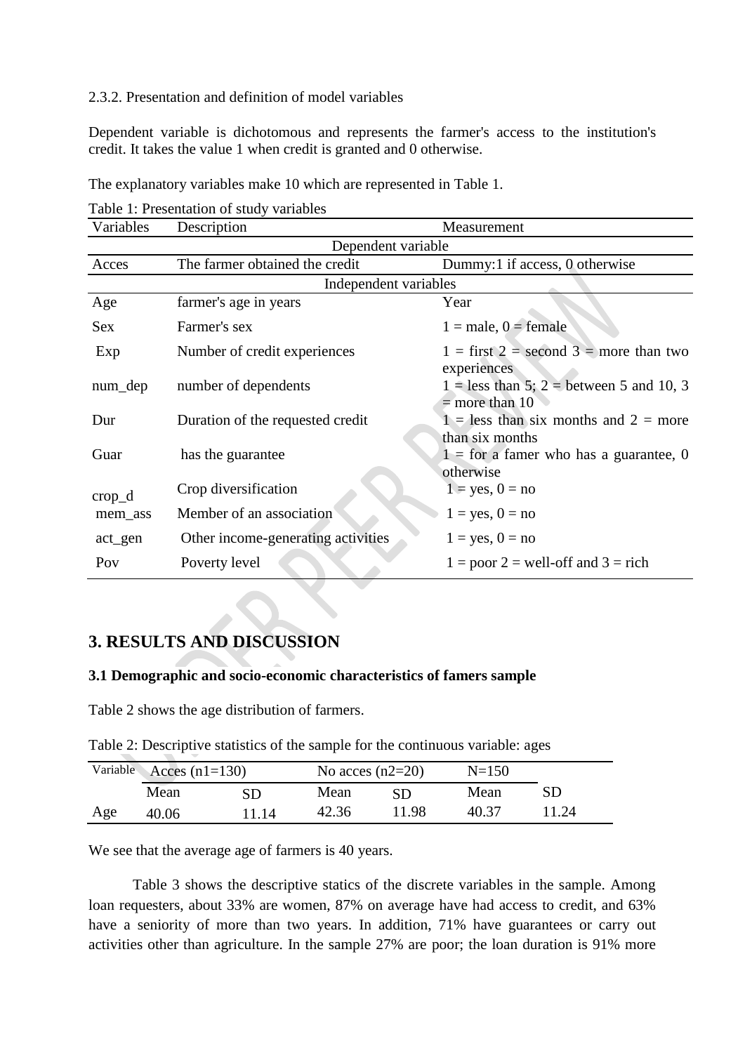2.3.2. Presentation and definition of model variables

Dependent variable is dichotomous and represents the farmer's access to the institution's credit. It takes the value 1 when credit is granted and 0 otherwise.

The explanatory variables make 10 which are represented in Table 1.

Table 1: Presentation of study variables

| Variables | Description | Measurement |
|---|---|---|
| | Dependent variable | |
| Acces | The farmer obtained the credit | Dummy:1 if access, 0 otherwise |
| | Independent variables | |
| Age | farmer's age in years | Year |
| Sex | Farmer's sex | 1 = male, 0 = female |
| Exp | Number of credit experiences | 1 = first 2 = second 3 = more than two experiences |
| num_dep | number of dependents | 1 = less than 5; 2 = between 5 and 10, 3 = more than 10 |
| Dur | Duration of the requested credit | 1 = less than six months and 2 = more than six months |
| Guar | has the guarantee | 1 = for a famer who has a guarantee, 0 otherwise |
| crop_d | Crop diversification | 1 = yes, 0 = no |
| mem_ass | Member of an association | 1 = yes, 0 = no |
| act_gen | Other income-generating activities | 1 = yes, 0 = no |
| Pov | Poverty level | 1 = poor 2 = well-off and 3 = rich |

# 3. RESULTS AND DISCUSSION

### 3.1 Demographic and socio-economic characteristics of famers sample

Table 2 shows the age distribution of farmers.

Table 2: Descriptive statistics of the sample for the continuous variable: ages

| Variable | Acces (n1=130) | | No acces (n2=20) | | N=150 | |
|---|---|---|---|---|---|---|
| | Mean | SD | Mean | SD | Mean | SD |
| Age | 40.06 | 11.14 | 42.36 | 11.98 | 40.37 | 11.24 |

We see that the average age of farmers is 40 years.

Table 3 shows the descriptive statics of the discrete variables in the sample. Among loan requesters, about 33% are women, 87% on average have had access to credit, and 63% have a seniority of more than two years. In addition, 71% have guarantees or carry out activities other than agriculture. In the sample 27% are poor; the loan duration is 91% more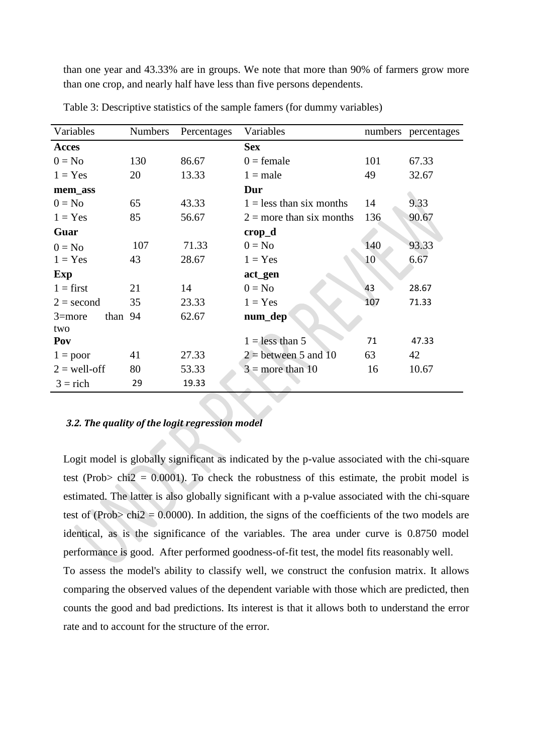than one year and 43.33% are in groups. We note that more than 90% of farmers grow more than one crop, and nearly half have less than five persons dependents.

Table 3: Descriptive statistics of the sample famers (for dummy variables)

| Variables | Numbers | Percentages | Variables | numbers | percentages |
|---|---|---|---|---|---|
| **Acces** | | | **Sex** | | |
| 0 = No | 130 | 86.67 | 0 = female | 101 | 67.33 |
| 1 = Yes | 20 | 13.33 | 1 = male | 49 | 32.67 |
| **mem_ass** | | | **Dur** | | |
| 0 = No | 65 | 43.33 | 1 = less than six months | 14 | 9.33 |
| 1 = Yes | 85 | 56.67 | 2 = more than six months | 136 | 90.67 |
| **Guar** | | | **crop_d** | | |
| 0 = No | 107 | 71.33 | 0 = No | 140 | 93.33 |
| 1 = Yes | 43 | 28.67 | 1 = Yes | 10 | 6.67 |
| **Exp** | | | **act_gen** | | |
| 1 = first | 21 | 14 | 0 = No | 43 | 28.67 |
| 2 = second | 35 | 23.33 | 1 = Yes | 107 | 71.33 |
| 3=more than two | 94 | 62.67 | **num_dep** | | |
| **Pov** | | | 1 = less than 5 | 71 | 47.33 |
| 1 = poor | 41 | 27.33 | 2 = between 5 and 10 | 63 | 42 |
| 2 = well-off | 80 | 53.33 | 3 = more than 10 | 16 | 10.67 |
| 3 = rich | 29 | 19.33 | | | |

### *3.2. The quality of the logit regression model*

Logit model is globally significant as indicated by the p-value associated with the chi-square test (Prob> chi2 = 0.0001). To check the robustness of this estimate, the probit model is estimated. The latter is also globally significant with a p-value associated with the chi-square test of (Prob> chi2 = 0.0000). In addition, the signs of the coefficients of the two models are identical, as is the significance of the variables. The area under curve is 0.8750 model performance is good. After performed goodness-of-fit test, the model fits reasonably well.

To assess the model's ability to classify well, we construct the confusion matrix. It allows comparing the observed values of the dependent variable with those which are predicted, then counts the good and bad predictions. Its interest is that it allows both to understand the error rate and to account for the structure of the error.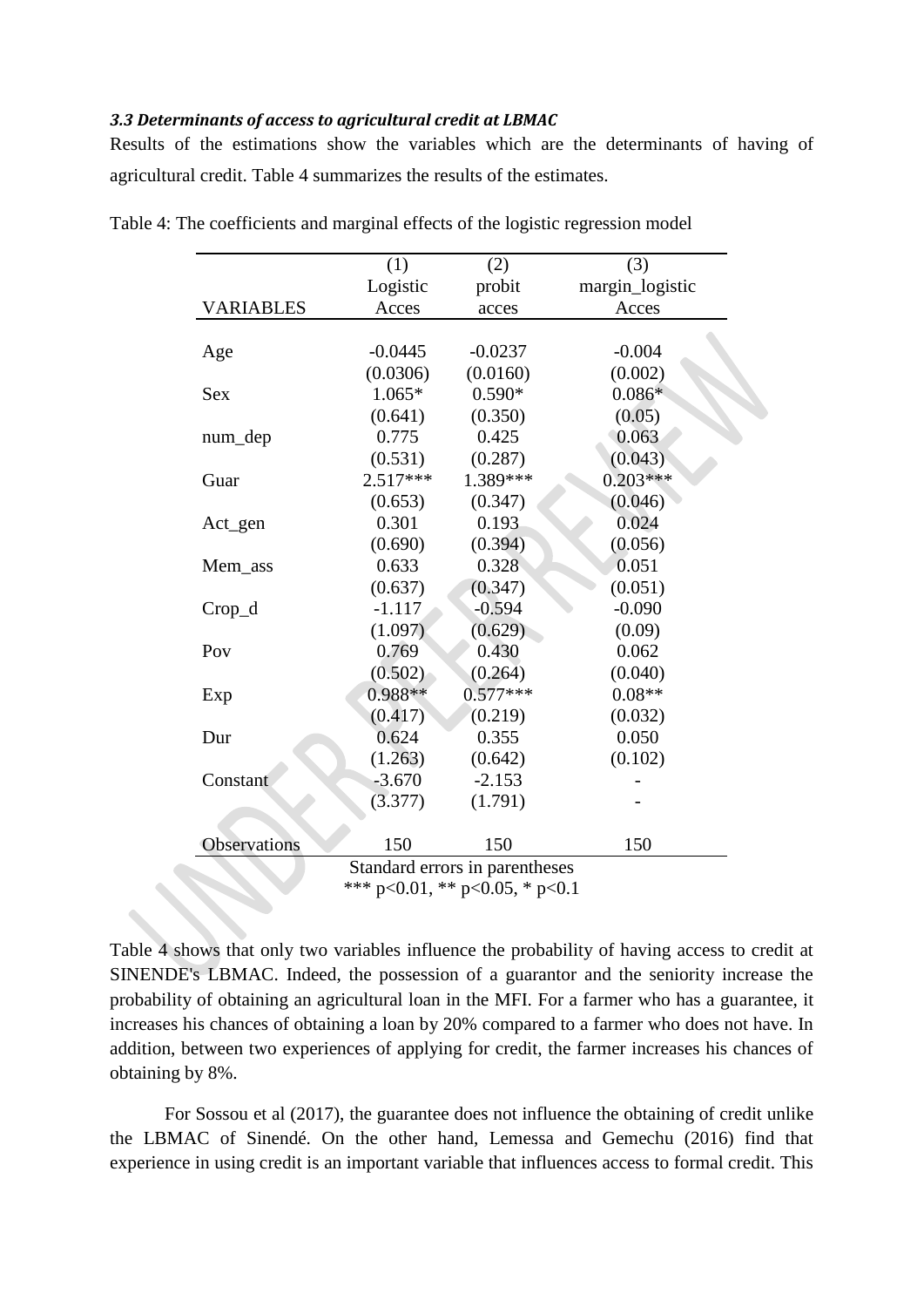### *3.3 Determinants of access to agricultural credit at LBMAC*

Results of the estimations show the variables which are the determinants of having of agricultural credit. Table 4 summarizes the results of the estimates.

Table 4: The coefficients and marginal effects of the logistic regression model

| | (1) | (2) | (3) |
|---|---|---|---|
| | Logistic | probit | margin_logistic |
| VARIABLES | Acces | acces | Acces |
| Age | -0.0445 | -0.0237 | -0.004 |
| | (0.0306) | (0.0160) | (0.002) |
| Sex | 1.065* | 0.590* | 0.086* |
| | (0.641) | (0.350) | (0.05) |
| num_dep | 0.775 | 0.425 | 0.063 |
| | (0.531) | (0.287) | (0.043) |
| Guar | 2.517*** | 1.389*** | 0.203*** |
| | (0.653) | (0.347) | (0.046) |
| Act_gen | 0.301 | 0.193 | 0.024 |
| | (0.690) | (0.394) | (0.056) |
| Mem_ass | 0.633 | 0.328 | 0.051 |
| | (0.637) | (0.347) | (0.051) |
| Crop_d | -1.117 | -0.594 | -0.090 |
| | (1.097) | (0.629) | (0.09) |
| Pov | 0.769 | 0.430 | 0.062 |
| | (0.502) | (0.264) | (0.040) |
| Exp | 0.988** | 0.577*** | 0.08** |
| | (0.417) | (0.219) | (0.032) |
| Dur | 0.624 | 0.355 | 0.050 |
| | (1.263) | (0.642) | (0.102) |
| Constant | -3.670 | -2.153 | - |
| | (3.377) | (1.791) | - |
| Observations | 150 | 150 | 150 |

Standard errors in parentheses
*** p<0.01, ** p<0.05, * p<0.1

Table 4 shows that only two variables influence the probability of having access to credit at SINENDE's LBMAC. Indeed, the possession of a guarantor and the seniority increase the probability of obtaining an agricultural loan in the MFI. For a farmer who has a guarantee, it increases his chances of obtaining a loan by 20% compared to a farmer who does not have. In addition, between two experiences of applying for credit, the farmer increases his chances of obtaining by 8%.

For Sossou et al (2017), the guarantee does not influence the obtaining of credit unlike the LBMAC of Sinendé. On the other hand, Lemessa and Gemechu (2016) find that experience in using credit is an important variable that influences access to formal credit. This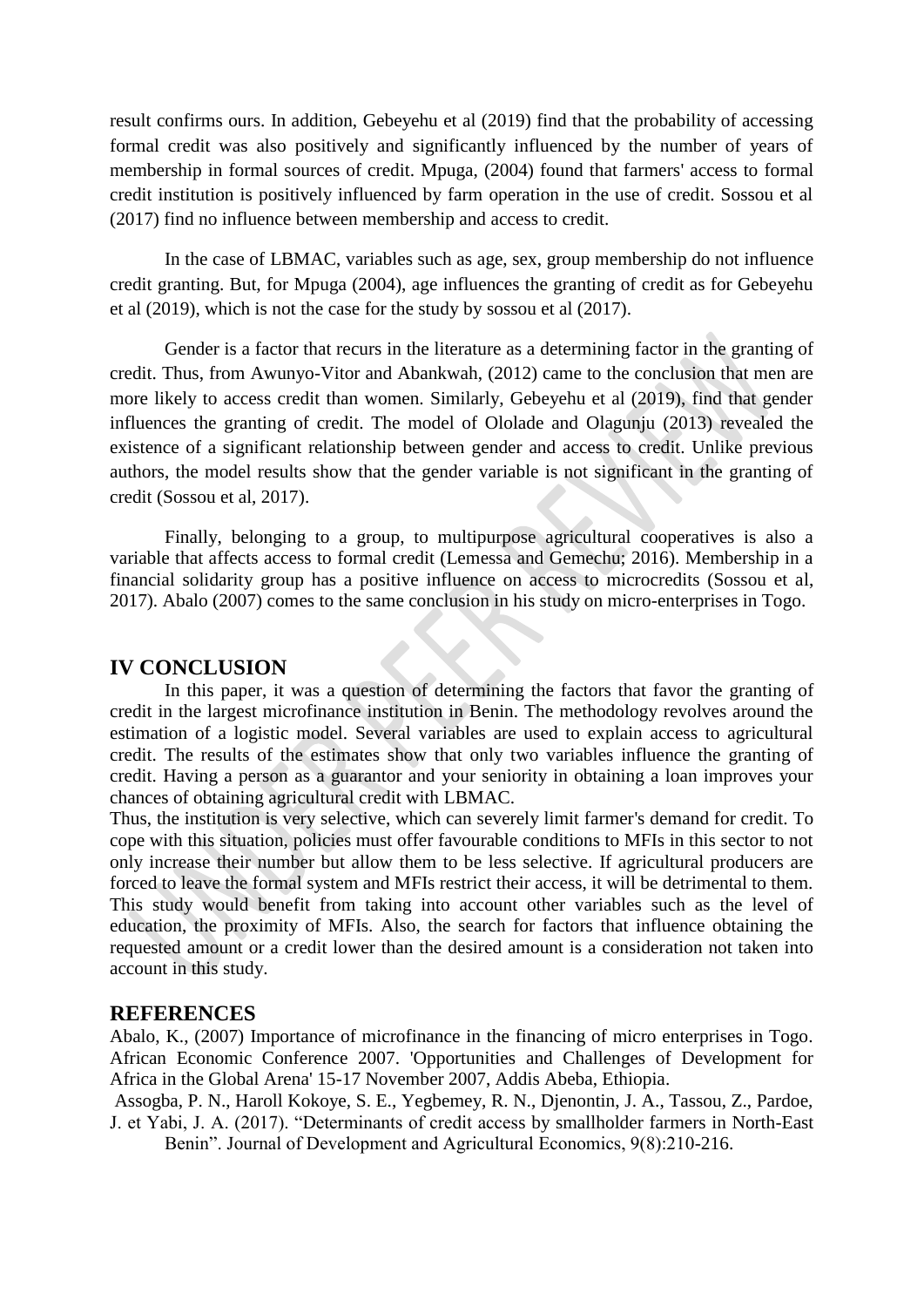result confirms ours. In addition, Gebeyehu et al (2019) find that the probability of accessing formal credit was also positively and significantly influenced by the number of years of membership in formal sources of credit. Mpuga, (2004) found that farmers' access to formal credit institution is positively influenced by farm operation in the use of credit. Sossou et al (2017) find no influence between membership and access to credit.

In the case of LBMAC, variables such as age, sex, group membership do not influence credit granting. But, for Mpuga (2004), age influences the granting of credit as for Gebeyehu et al (2019), which is not the case for the study by sossou et al (2017).

Gender is a factor that recurs in the literature as a determining factor in the granting of credit. Thus, from Awunyo-Vitor and Abankwah, (2012) came to the conclusion that men are more likely to access credit than women. Similarly, Gebeyehu et al (2019), find that gender influences the granting of credit. The model of Ololade and Olagunju (2013) revealed the existence of a significant relationship between gender and access to credit. Unlike previous authors, the model results show that the gender variable is not significant in the granting of credit (Sossou et al, 2017).

Finally, belonging to a group, to multipurpose agricultural cooperatives is also a variable that affects access to formal credit (Lemessa and Gemechu; 2016). Membership in a financial solidarity group has a positive influence on access to microcredits (Sossou et al, 2017). Abalo (2007) comes to the same conclusion in his study on micro-enterprises in Togo.

## IV CONCLUSION

In this paper, it was a question of determining the factors that favor the granting of credit in the largest microfinance institution in Benin. The methodology revolves around the estimation of a logistic model. Several variables are used to explain access to agricultural credit. The results of the estimates show that only two variables influence the granting of credit. Having a person as a guarantor and your seniority in obtaining a loan improves your chances of obtaining agricultural credit with LBMAC.

Thus, the institution is very selective, which can severely limit farmer's demand for credit. To cope with this situation, policies must offer favourable conditions to MFIs in this sector to not only increase their number but allow them to be less selective. If agricultural producers are forced to leave the formal system and MFIs restrict their access, it will be detrimental to them. This study would benefit from taking into account other variables such as the level of education, the proximity of MFIs. Also, the search for factors that influence obtaining the requested amount or a credit lower than the desired amount is a consideration not taken into account in this study.

## REFERENCES

Abalo, K., (2007) Importance of microfinance in the financing of micro enterprises in Togo. African Economic Conference 2007. 'Opportunities and Challenges of Development for Africa in the Global Arena' 15-17 November 2007, Addis Abeba, Ethiopia.

Assogba, P. N., Haroll Kokoye, S. E., Yegbemey, R. N., Djenontin, J. A., Tassou, Z., Pardoe, J. et Yabi, J. A. (2017). "Determinants of credit access by smallholder farmers in North-East Benin". Journal of Development and Agricultural Economics, 9(8):210-216.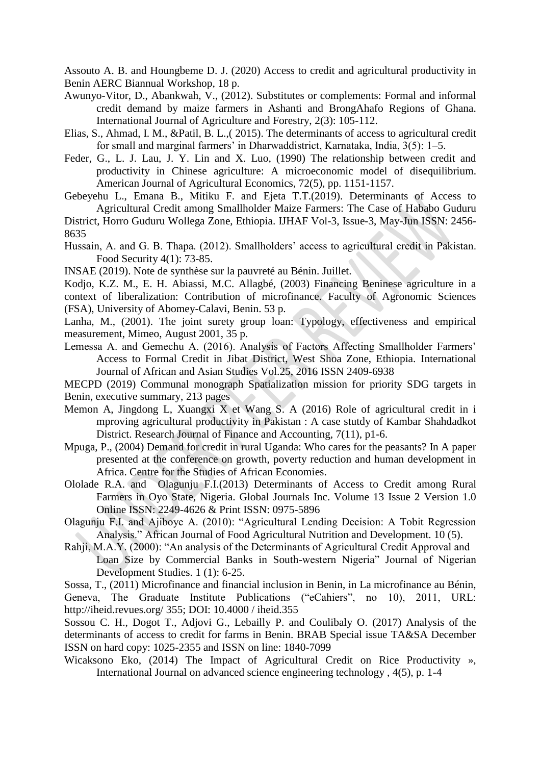Assouto A. B. and Houngbeme D. J. (2020) Access to credit and agricultural productivity in Benin AERC Biannual Workshop, 18 p.

Awunyo-Vitor, D., Abankwah, V., (2012). Substitutes or complements: Formal and informal credit demand by maize farmers in Ashanti and BrongAhafo Regions of Ghana. International Journal of Agriculture and Forestry, 2(3): 105-112.

Elias, S., Ahmad, I. M., &Patil, B. L.,( 2015). The determinants of access to agricultural credit for small and marginal farmers' in Dharwaddistrict, Karnataka, India, 3(5): 1–5.

Feder, G., L. J. Lau, J. Y. Lin and X. Luo, (1990) The relationship between credit and productivity in Chinese agriculture: A microeconomic model of disequilibrium. American Journal of Agricultural Economics, 72(5), pp. 1151-1157.

Gebeyehu L., Emana B., Mitiku F. and Ejeta T.T.(2019). Determinants of Access to Agricultural Credit among Smallholder Maize Farmers: The Case of Hababo Guduru District, Horro Guduru Wollega Zone, Ethiopia. IJHAF Vol-3, Issue-3, May-Jun ISSN: 2456-8635

Hussain, A. and G. B. Thapa. (2012). Smallholders' access to agricultural credit in Pakistan. Food Security 4(1): 73-85.

INSAE (2019). Note de synthèse sur la pauvreté au Bénin. Juillet.

Kodjo, K.Z. M., E. H. Abiassi, M.C. Allagbé, (2003) Financing Beninese agriculture in a context of liberalization: Contribution of microfinance. Faculty of Agronomic Sciences (FSA), University of Abomey-Calavi, Benin. 53 p.

Lanha, M., (2001). The joint surety group loan: Typology, effectiveness and empirical measurement, Mimeo, August 2001, 35 p.

Lemessa A. and Gemechu A. (2016). Analysis of Factors Affecting Smallholder Farmers' Access to Formal Credit in Jibat District, West Shoa Zone, Ethiopia. International Journal of African and Asian Studies Vol.25, 2016 ISSN 2409-6938

MECPD (2019) Communal monograph Spatialization mission for priority SDG targets in Benin, executive summary, 213 pages

Memon A, Jingdong L, Xuangxi X et Wang S. A (2016) Role of agricultural credit in i mproving agricultural productivity in Pakistan : A case stutdy of Kambar Shahdadkot District. Research Journal of Finance and Accounting, 7(11), p1-6.

Mpuga, P., (2004) Demand for credit in rural Uganda: Who cares for the peasants? In A paper presented at the conference on growth, poverty reduction and human development in Africa. Centre for the Studies of African Economies.

Ololade R.A. and Olagunju F.I.(2013) Determinants of Access to Credit among Rural Farmers in Oyo State, Nigeria. Global Journals Inc. Volume 13 Issue 2 Version 1.0 Online ISSN: 2249-4626 & Print ISSN: 0975-5896

Olagunju F.I. and Ajiboye A. (2010): "Agricultural Lending Decision: A Tobit Regression Analysis." African Journal of Food Agricultural Nutrition and Development. 10 (5).

Rahji, M.A.Y. (2000): "An analysis of the Determinants of Agricultural Credit Approval and Loan Size by Commercial Banks in South-western Nigeria" Journal of Nigerian Development Studies. 1 (1): 6-25.

Sossa, T., (2011) Microfinance and financial inclusion in Benin, in La microfinance au Bénin, Geneva, The Graduate Institute Publications ("eCahiers", no 10), 2011, URL: http://iheid.revues.org/ 355; DOI: 10.4000 / iheid.355

Sossou C. H., Dogot T., Adjovi G., Lebailly P. and Coulibaly O. (2017) Analysis of the determinants of access to credit for farms in Benin. BRAB Special issue TA&SA December ISSN on hard copy: 1025-2355 and ISSN on line: 1840-7099

Wicaksono Eko, (2014) The Impact of Agricultural Credit on Rice Productivity », International Journal on advanced science engineering technology , 4(5), p. 1-4